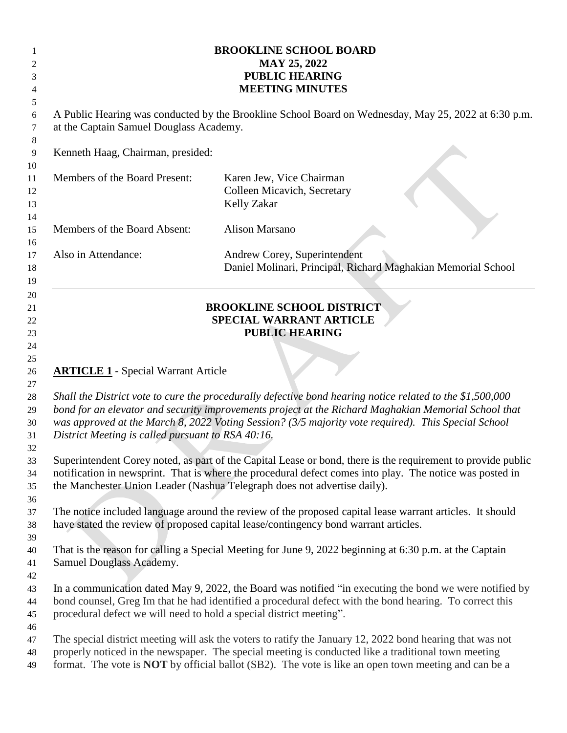**BROOKLINE SCHOOL BOARD**
**MAY 25, 2022**
**PUBLIC HEARING**
**MEETING MINUTES**

A Public Hearing was conducted by the Brookline School Board on Wednesday, May 25, 2022 at 6:30 p.m. at the Captain Samuel Douglass Academy.

Kenneth Haag, Chairman, presided:

| | |
|---|---|
| Members of the Board Present: | Karen Jew, Vice Chairman<br>Colleen Micavich, Secretary<br>Kelly Zakar |
| Members of the Board Absent: | Alison Marsano |
| Also in Attendance: | Andrew Corey, Superintendent<br>Daniel Molinari, Principal, Richard Maghakian Memorial School |

---

**BROOKLINE SCHOOL DISTRICT**
**SPECIAL WARRANT ARTICLE**
**PUBLIC HEARING**

**ARTICLE 1** - Special Warrant Article

*Shall the District vote to cure the procedurally defective bond hearing notice related to the $1,500,000 bond for an elevator and security improvements project at the Richard Maghakian Memorial School that was approved at the March 8, 2022 Voting Session? (3/5 majority vote required). This Special School District Meeting is called pursuant to RSA 40:16.*

Superintendent Corey noted, as part of the Capital Lease or bond, there is the requirement to provide public notification in newsprint. That is where the procedural defect comes into play. The notice was posted in the Manchester Union Leader (Nashua Telegraph does not advertise daily).

The notice included language around the review of the proposed capital lease warrant articles. It should have stated the review of proposed capital lease/contingency bond warrant articles.

That is the reason for calling a Special Meeting for June 9, 2022 beginning at 6:30 p.m. at the Captain Samuel Douglass Academy.

In a communication dated May 9, 2022, the Board was notified "in executing the bond we were notified by bond counsel, Greg Im that he had identified a procedural defect with the bond hearing. To correct this procedural defect we will need to hold a special district meeting".

The special district meeting will ask the voters to ratify the January 12, 2022 bond hearing that was not properly noticed in the newspaper. The special meeting is conducted like a traditional town meeting format. The vote is **NOT** by official ballot (SB2). The vote is like an open town meeting and can be a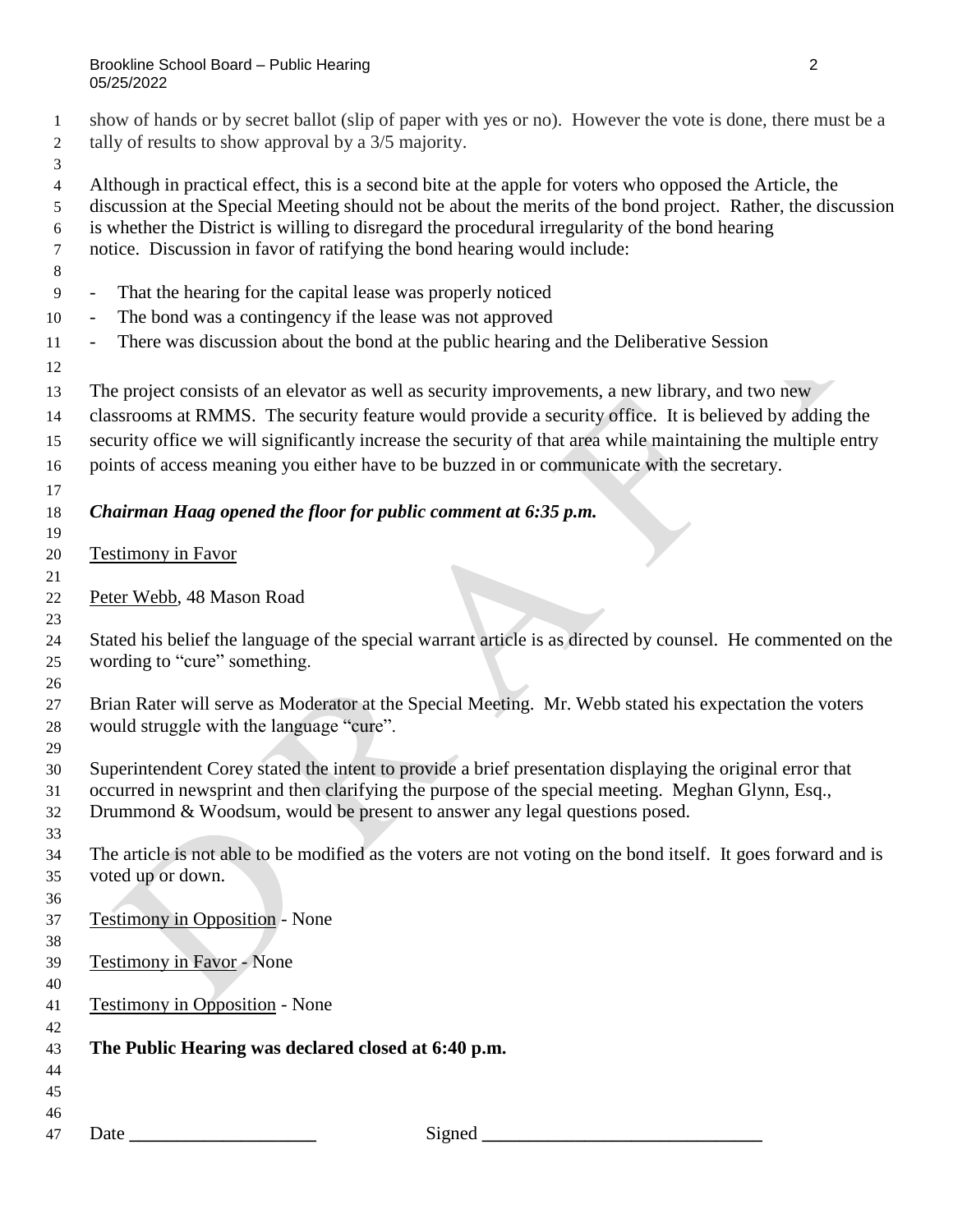show of hands or by secret ballot (slip of paper with yes or no). However the vote is done, there must be a tally of results to show approval by a 3/5 majority.

Although in practical effect, this is a second bite at the apple for voters who opposed the Article, the discussion at the Special Meeting should not be about the merits of the bond project. Rather, the discussion is whether the District is willing to disregard the procedural irregularity of the bond hearing notice. Discussion in favor of ratifying the bond hearing would include:

- That the hearing for the capital lease was properly noticed
- The bond was a contingency if the lease was not approved
- There was discussion about the bond at the public hearing and the Deliberative Session

The project consists of an elevator as well as security improvements, a new library, and two new classrooms at RMMS. The security feature would provide a security office. It is believed by adding the security office we will significantly increase the security of that area while maintaining the multiple entry points of access meaning you either have to be buzzed in or communicate with the secretary.

***Chairman Haag opened the floor for public comment at 6:35 p.m.***

Testimony in Favor

Peter Webb, 48 Mason Road

Stated his belief the language of the special warrant article is as directed by counsel. He commented on the wording to "cure" something.

Brian Rater will serve as Moderator at the Special Meeting. Mr. Webb stated his expectation the voters would struggle with the language "cure".

Superintendent Corey stated the intent to provide a brief presentation displaying the original error that occurred in newsprint and then clarifying the purpose of the special meeting. Meghan Glynn, Esq., Drummond & Woodsum, would be present to answer any legal questions posed.

The article is not able to be modified as the voters are not voting on the bond itself. It goes forward and is voted up or down.

Testimony in Opposition - None

Testimony in Favor - None

Testimony in Opposition - None

**The Public Hearing was declared closed at 6:40 p.m.**

Date ____________________ Signed ______________________________